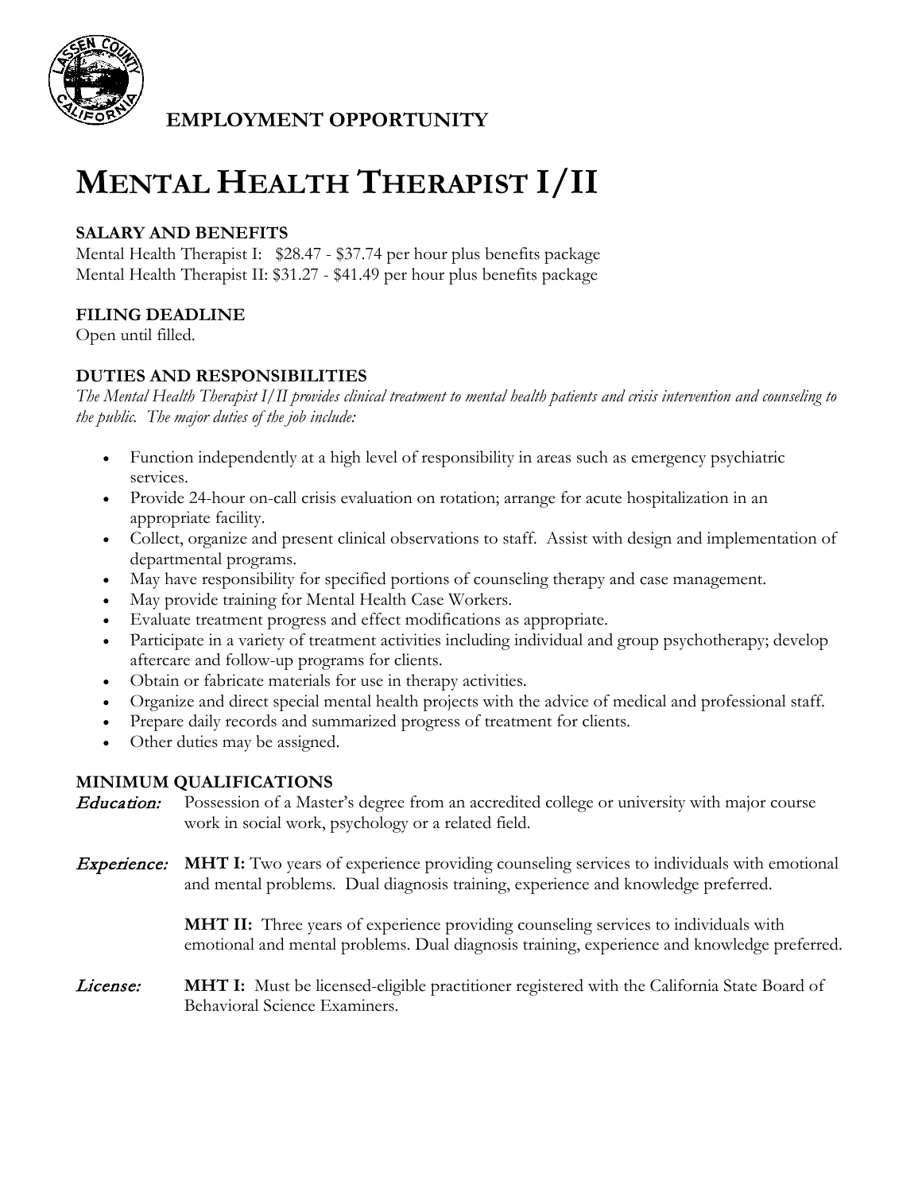**EMPLOYMENT OPPORTUNITY**

# MENTAL HEALTH THERAPIST I/II

### SALARY AND BENEFITS

Mental Health Therapist I: $28.47 - $37.74 per hour plus benefits package
Mental Health Therapist II: $31.27 - $41.49 per hour plus benefits package

### FILING DEADLINE

Open until filled.

### DUTIES AND RESPONSIBILITIES

*The Mental Health Therapist I/II provides clinical treatment to mental health patients and crisis intervention and counseling to the public. The major duties of the job include:*

- Function independently at a high level of responsibility in areas such as emergency psychiatric services.
- Provide 24-hour on-call crisis evaluation on rotation; arrange for acute hospitalization in an appropriate facility.
- Collect, organize and present clinical observations to staff. Assist with design and implementation of departmental programs.
- May have responsibility for specified portions of counseling therapy and case management.
- May provide training for Mental Health Case Workers.
- Evaluate treatment progress and effect modifications as appropriate.
- Participate in a variety of treatment activities including individual and group psychotherapy; develop aftercare and follow-up programs for clients.
- Obtain or fabricate materials for use in therapy activities.
- Organize and direct special mental health projects with the advice of medical and professional staff.
- Prepare daily records and summarized progress of treatment for clients.
- Other duties may be assigned.

### MINIMUM QUALIFICATIONS

***Education:*** Possession of a Master's degree from an accredited college or university with major course work in social work, psychology or a related field.

***Experience:*** **MHT I:** Two years of experience providing counseling services to individuals with emotional and mental problems. Dual diagnosis training, experience and knowledge preferred.

**MHT II:** Three years of experience providing counseling services to individuals with emotional and mental problems. Dual diagnosis training, experience and knowledge preferred.

***License:*** **MHT I:** Must be licensed-eligible practitioner registered with the California State Board of Behavioral Science Examiners.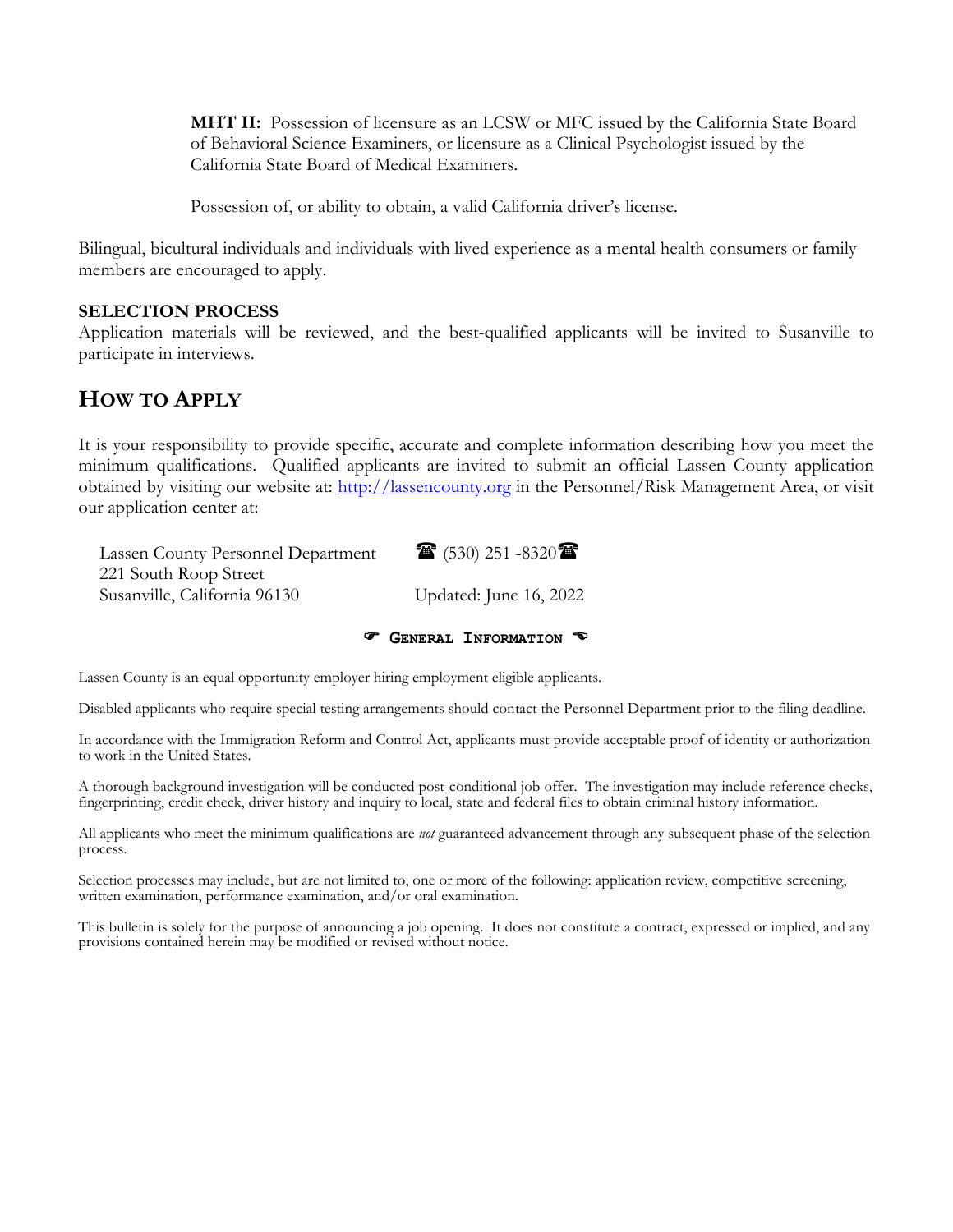**MHT II:** Possession of licensure as an LCSW or MFC issued by the California State Board of Behavioral Science Examiners, or licensure as a Clinical Psychologist issued by the California State Board of Medical Examiners.

Possession of, or ability to obtain, a valid California driver's license.

Bilingual, bicultural individuals and individuals with lived experience as a mental health consumers or family members are encouraged to apply.

**SELECTION PROCESS**

Application materials will be reviewed, and the best-qualified applicants will be invited to Susanville to participate in interviews.

## HOW TO APPLY

It is your responsibility to provide specific, accurate and complete information describing how you meet the minimum qualifications. Qualified applicants are invited to submit an official Lassen County application obtained by visiting our website at: [http://lassencounty.org](http://lassencounty.org) in the Personnel/Risk Management Area, or visit our application center at:

Lassen County Personnel Department
221 South Roop Street
Susanville, California 96130

☎ (530) 251 -8320☎

Updated: June 16, 2022

### ☛ GENERAL INFORMATION ☚

Lassen County is an equal opportunity employer hiring employment eligible applicants.

Disabled applicants who require special testing arrangements should contact the Personnel Department prior to the filing deadline.

In accordance with the Immigration Reform and Control Act, applicants must provide acceptable proof of identity or authorization to work in the United States.

A thorough background investigation will be conducted post-conditional job offer. The investigation may include reference checks, fingerprinting, credit check, driver history and inquiry to local, state and federal files to obtain criminal history information.

All applicants who meet the minimum qualifications are *not* guaranteed advancement through any subsequent phase of the selection process.

Selection processes may include, but are not limited to, one or more of the following: application review, competitive screening, written examination, performance examination, and/or oral examination.

This bulletin is solely for the purpose of announcing a job opening. It does not constitute a contract, expressed or implied, and any provisions contained herein may be modified or revised without notice.